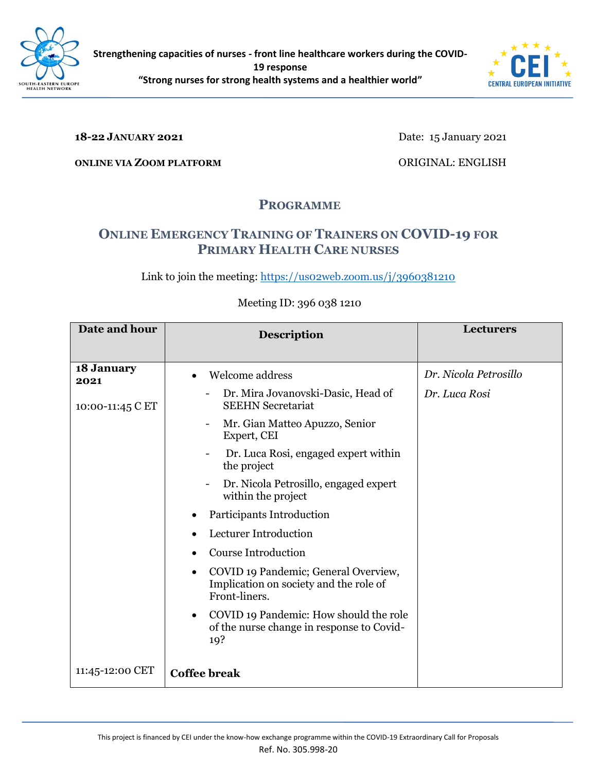**Strengthening capacities of nurses - front line healthcare workers during the COVID-19 response**
**"Strong nurses for strong health systems and a healthier world"**

**18-22 JANUARY 2021** | Date: 15 January 2021

**ONLINE VIA ZOOM PLATFORM** | ORIGINAL: ENGLISH

# PROGRAMME

## ONLINE EMERGENCY TRAINING OF TRAINERS ON COVID-19 FOR PRIMARY HEALTH CARE NURSES

Link to join the meeting: https://us02web.zoom.us/j/3960381210

Meeting ID: 396 038 1210

| Date and hour | Description | Lecturers |
|---|---|---|
| **18 January 2021**<br><br>10:00-11:45 C ET | • Welcome address<br>- Dr. Mira Jovanovski-Dasic, Head of SEEHN Secretariat<br>- Mr. Gian Matteo Apuzzo, Senior Expert, CEI<br>- Dr. Luca Rosi, engaged expert within the project<br>- Dr. Nicola Petrosillo, engaged expert within the project<br>• Participants Introduction<br>• Lecturer Introduction<br>• Course Introduction<br>• COVID 19 Pandemic; General Overview, Implication on society and the role of Front-liners.<br>• COVID 19 Pandemic: How should the role of the nurse change in response to Covid-19? | *Dr. Nicola Petrosillo*<br><br>*Dr. Luca Rosi* |
| 11:45-12:00 CET | **Coffee break** | |

This project is financed by CEI under the know-how exchange programme within the COVID-19 Extraordinary Call for Proposals
Ref. No. 305.998-20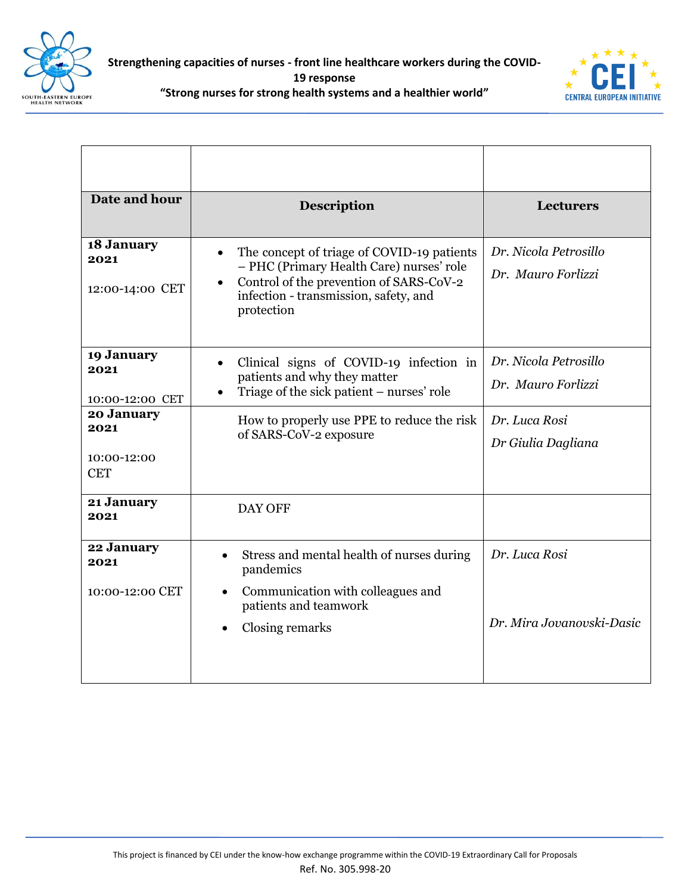| | | |
|---|---|---|
| **Date and hour** | **Description** | **Lecturers** |
| **18 January 2021** 12:00-14:00 CET | • The concept of triage of COVID-19 patients – PHC (Primary Health Care) nurses' role • Control of the prevention of SARS-CoV-2 infection - transmission, safety, and protection | *Dr. Nicola Petrosillo* *Dr. Mauro Forlizzi* |
| **19 January 2021** 10:00-12:00 CET | • Clinical signs of COVID-19 infection in patients and why they matter • Triage of the sick patient – nurses' role | *Dr. Nicola Petrosillo* *Dr. Mauro Forlizzi* |
| **20 January 2021** 10:00-12:00 CET | How to properly use PPE to reduce the risk of SARS-CoV-2 exposure | *Dr. Luca Rosi* *Dr Giulia Dagliana* |
| **21 January 2021** | DAY OFF | |
| **22 January 2021** 10:00-12:00 CET | • Stress and mental health of nurses during pandemics • Communication with colleagues and patients and teamwork • Closing remarks | *Dr. Luca Rosi* *Dr. Mira Jovanovski-Dasic* |

This project is financed by CEI under the know-how exchange programme within the COVID-19 Extraordinary Call for Proposals
Ref. No. 305.998-20